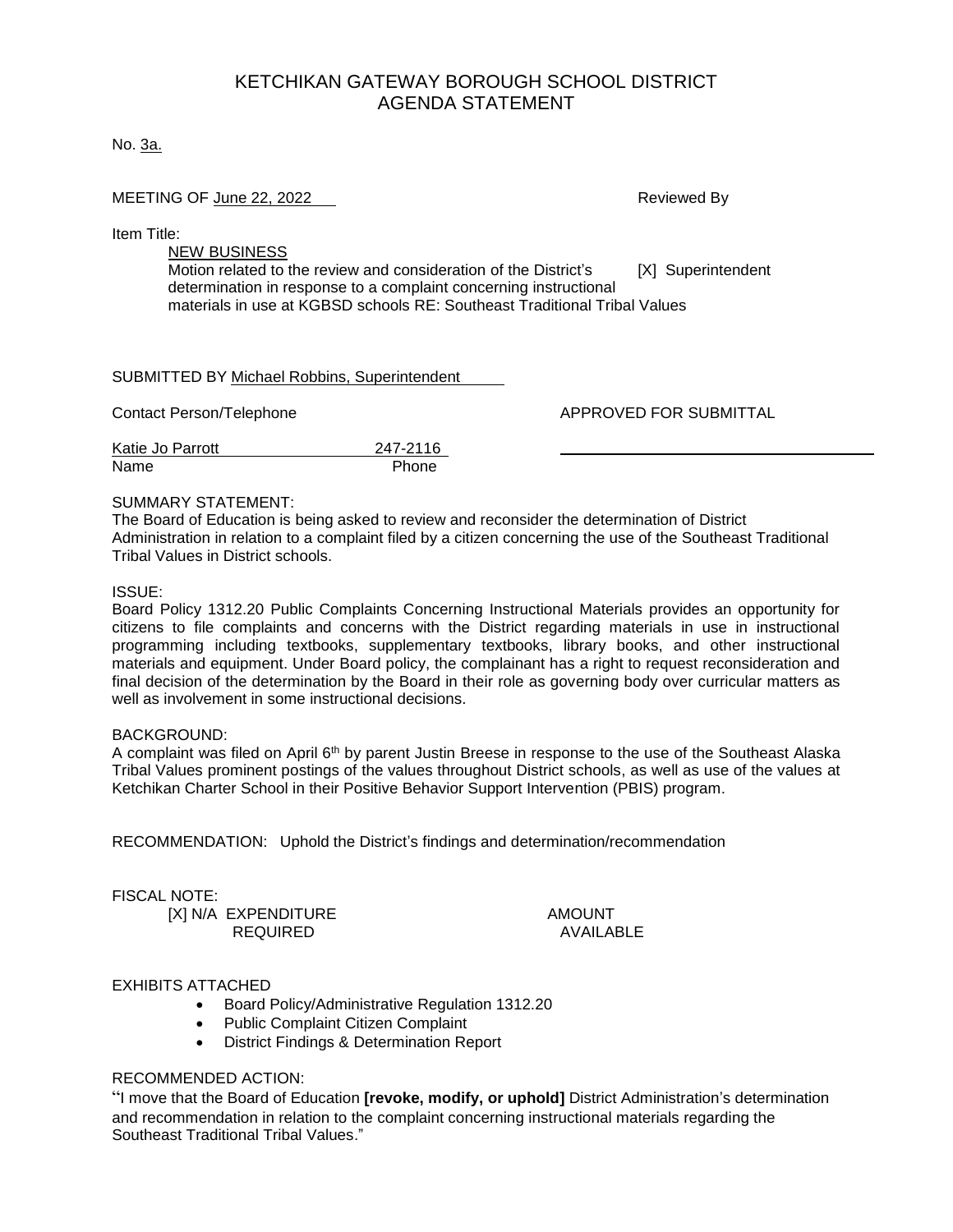# KETCHIKAN GATEWAY BOROUGH SCHOOL DISTRICT
## AGENDA STATEMENT

No. 3a.

MEETING OF June 22, 2022

Reviewed By

Item Title:

NEW BUSINESS

Motion related to the review and consideration of the District's determination in response to a complaint concerning instructional materials in use at KGBSD schools RE: Southeast Traditional Tribal Values

[X] Superintendent

SUBMITTED BY Michael Robbins, Superintendent

Contact Person/Telephone

APPROVED FOR SUBMITTAL

| Katie Jo Parrott | 247-2116 |
|---|---|
| Name | Phone |

SUMMARY STATEMENT:

The Board of Education is being asked to review and reconsider the determination of District Administration in relation to a complaint filed by a citizen concerning the use of the Southeast Traditional Tribal Values in District schools.

ISSUE:

Board Policy 1312.20 Public Complaints Concerning Instructional Materials provides an opportunity for citizens to file complaints and concerns with the District regarding materials in use in instructional programming including textbooks, supplementary textbooks, library books, and other instructional materials and equipment. Under Board policy, the complainant has a right to request reconsideration and final decision of the determination by the Board in their role as governing body over curricular matters as well as involvement in some instructional decisions.

BACKGROUND:

A complaint was filed on April 6th by parent Justin Breese in response to the use of the Southeast Alaska Tribal Values prominent postings of the values throughout District schools, as well as use of the values at Ketchikan Charter School in their Positive Behavior Support Intervention (PBIS) program.

RECOMMENDATION: Uphold the District's findings and determination/recommendation

FISCAL NOTE:

[X] N/A EXPENDITURE REQUIRED

AMOUNT AVAILABLE

EXHIBITS ATTACHED

- Board Policy/Administrative Regulation 1312.20
- Public Complaint Citizen Complaint
- District Findings & Determination Report

RECOMMENDED ACTION:

"I move that the Board of Education **[revoke, modify, or uphold]** District Administration's determination and recommendation in relation to the complaint concerning instructional materials regarding the Southeast Traditional Tribal Values."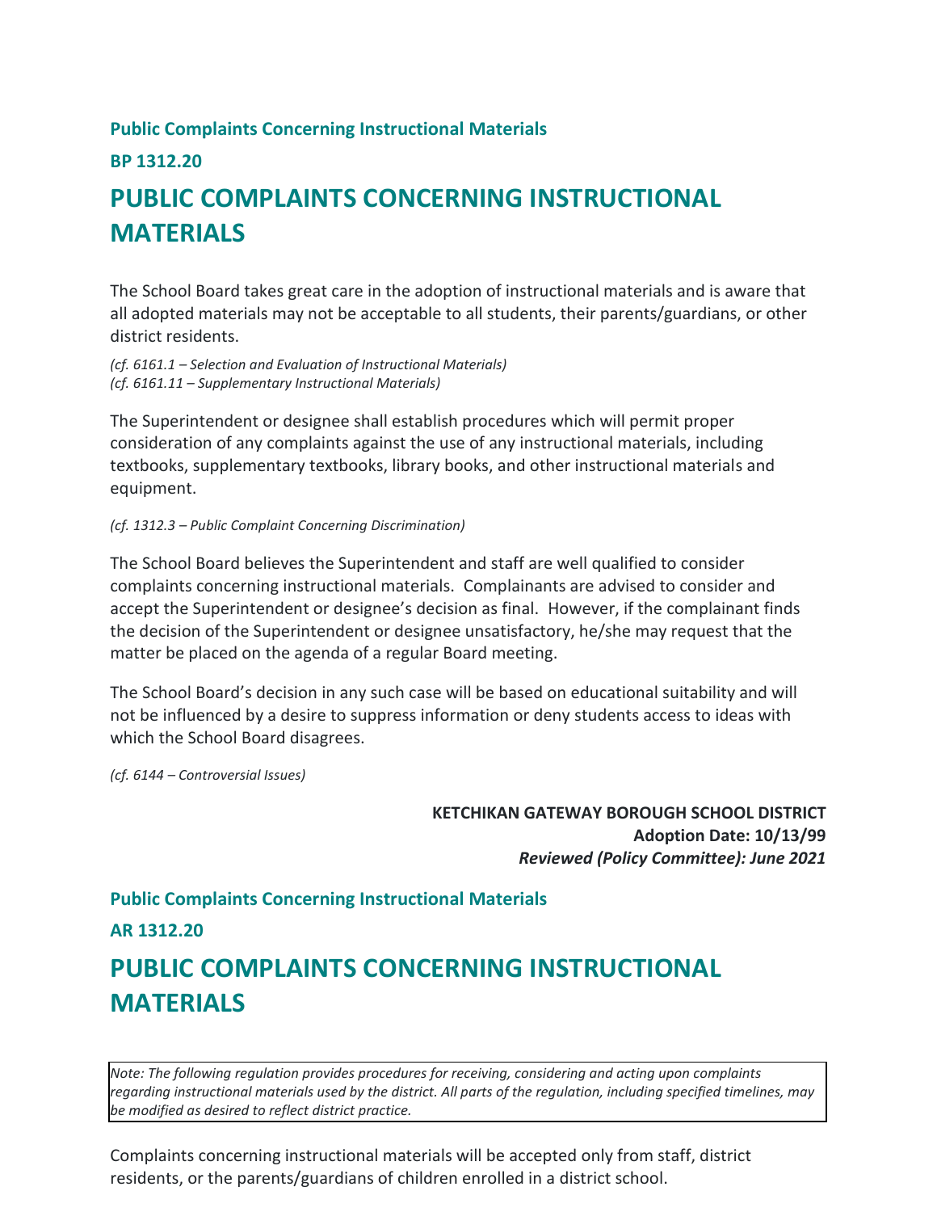**Public Complaints Concerning Instructional Materials**

**BP 1312.20**

# PUBLIC COMPLAINTS CONCERNING INSTRUCTIONAL MATERIALS

The School Board takes great care in the adoption of instructional materials and is aware that all adopted materials may not be acceptable to all students, their parents/guardians, or other district residents.

*(cf. 6161.1 – Selection and Evaluation of Instructional Materials)*
*(cf. 6161.11 – Supplementary Instructional Materials)*

The Superintendent or designee shall establish procedures which will permit proper consideration of any complaints against the use of any instructional materials, including textbooks, supplementary textbooks, library books, and other instructional materials and equipment.

*(cf. 1312.3 – Public Complaint Concerning Discrimination)*

The School Board believes the Superintendent and staff are well qualified to consider complaints concerning instructional materials. Complainants are advised to consider and accept the Superintendent or designee's decision as final. However, if the complainant finds the decision of the Superintendent or designee unsatisfactory, he/she may request that the matter be placed on the agenda of a regular Board meeting.

The School Board's decision in any such case will be based on educational suitability and will not be influenced by a desire to suppress information or deny students access to ideas with which the School Board disagrees.

*(cf. 6144 – Controversial Issues)*

**KETCHIKAN GATEWAY BOROUGH SCHOOL DISTRICT**
**Adoption Date: 10/13/99**
***Reviewed (Policy Committee): June 2021***

**Public Complaints Concerning Instructional Materials**

**AR 1312.20**

# PUBLIC COMPLAINTS CONCERNING INSTRUCTIONAL MATERIALS

*Note: The following regulation provides procedures for receiving, considering and acting upon complaints regarding instructional materials used by the district. All parts of the regulation, including specified timelines, may be modified as desired to reflect district practice.*

Complaints concerning instructional materials will be accepted only from staff, district residents, or the parents/guardians of children enrolled in a district school.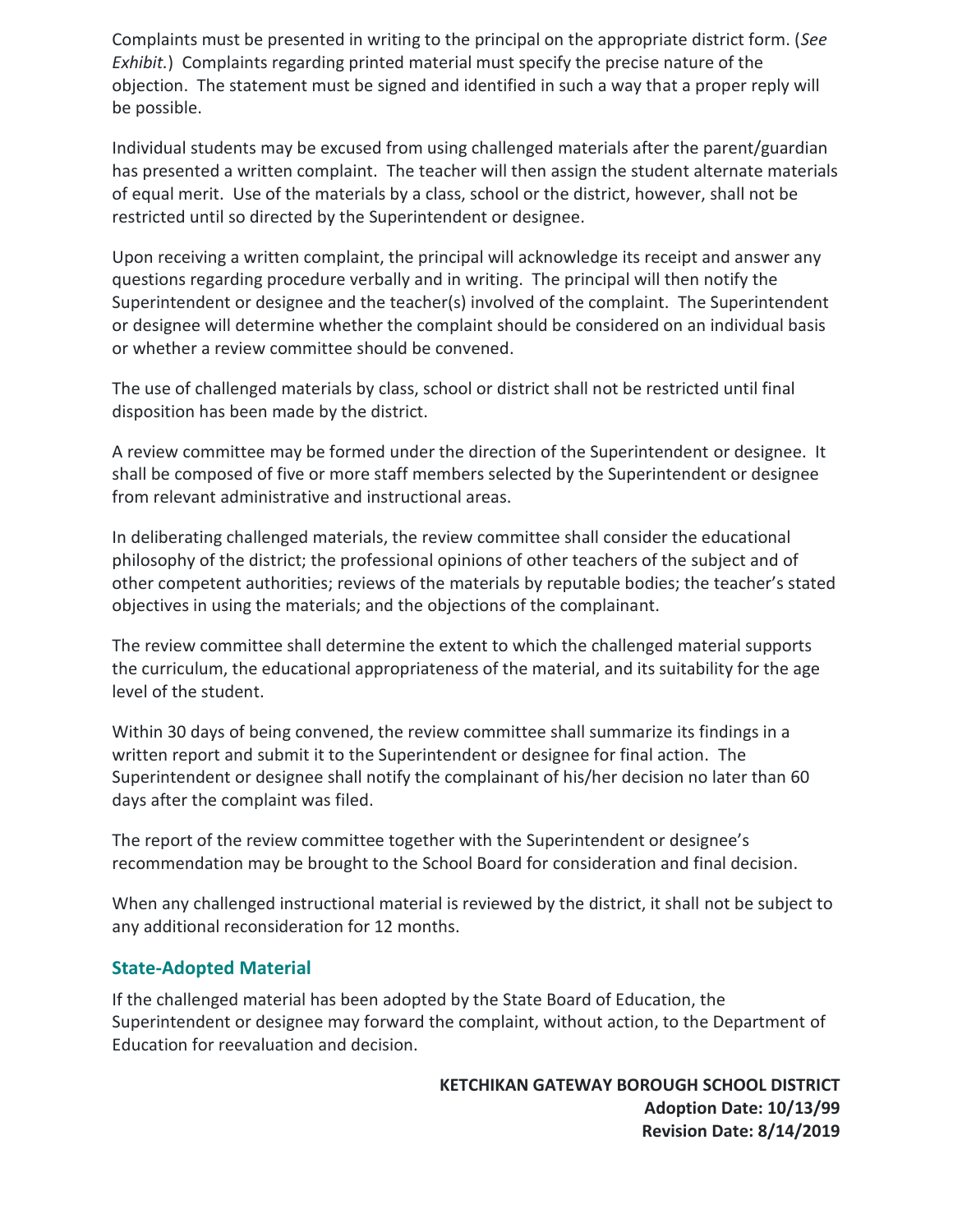Complaints must be presented in writing to the principal on the appropriate district form. (*See Exhibit.*) Complaints regarding printed material must specify the precise nature of the objection. The statement must be signed and identified in such a way that a proper reply will be possible.

Individual students may be excused from using challenged materials after the parent/guardian has presented a written complaint. The teacher will then assign the student alternate materials of equal merit. Use of the materials by a class, school or the district, however, shall not be restricted until so directed by the Superintendent or designee.

Upon receiving a written complaint, the principal will acknowledge its receipt and answer any questions regarding procedure verbally and in writing. The principal will then notify the Superintendent or designee and the teacher(s) involved of the complaint. The Superintendent or designee will determine whether the complaint should be considered on an individual basis or whether a review committee should be convened.

The use of challenged materials by class, school or district shall not be restricted until final disposition has been made by the district.

A review committee may be formed under the direction of the Superintendent or designee. It shall be composed of five or more staff members selected by the Superintendent or designee from relevant administrative and instructional areas.

In deliberating challenged materials, the review committee shall consider the educational philosophy of the district; the professional opinions of other teachers of the subject and of other competent authorities; reviews of the materials by reputable bodies; the teacher's stated objectives in using the materials; and the objections of the complainant.

The review committee shall determine the extent to which the challenged material supports the curriculum, the educational appropriateness of the material, and its suitability for the age level of the student.

Within 30 days of being convened, the review committee shall summarize its findings in a written report and submit it to the Superintendent or designee for final action. The Superintendent or designee shall notify the complainant of his/her decision no later than 60 days after the complaint was filed.

The report of the review committee together with the Superintendent or designee's recommendation may be brought to the School Board for consideration and final decision.

When any challenged instructional material is reviewed by the district, it shall not be subject to any additional reconsideration for 12 months.

## State-Adopted Material

If the challenged material has been adopted by the State Board of Education, the Superintendent or designee may forward the complaint, without action, to the Department of Education for reevaluation and decision.

**KETCHIKAN GATEWAY BOROUGH SCHOOL DISTRICT**
**Adoption Date: 10/13/99**
**Revision Date: 8/14/2019**